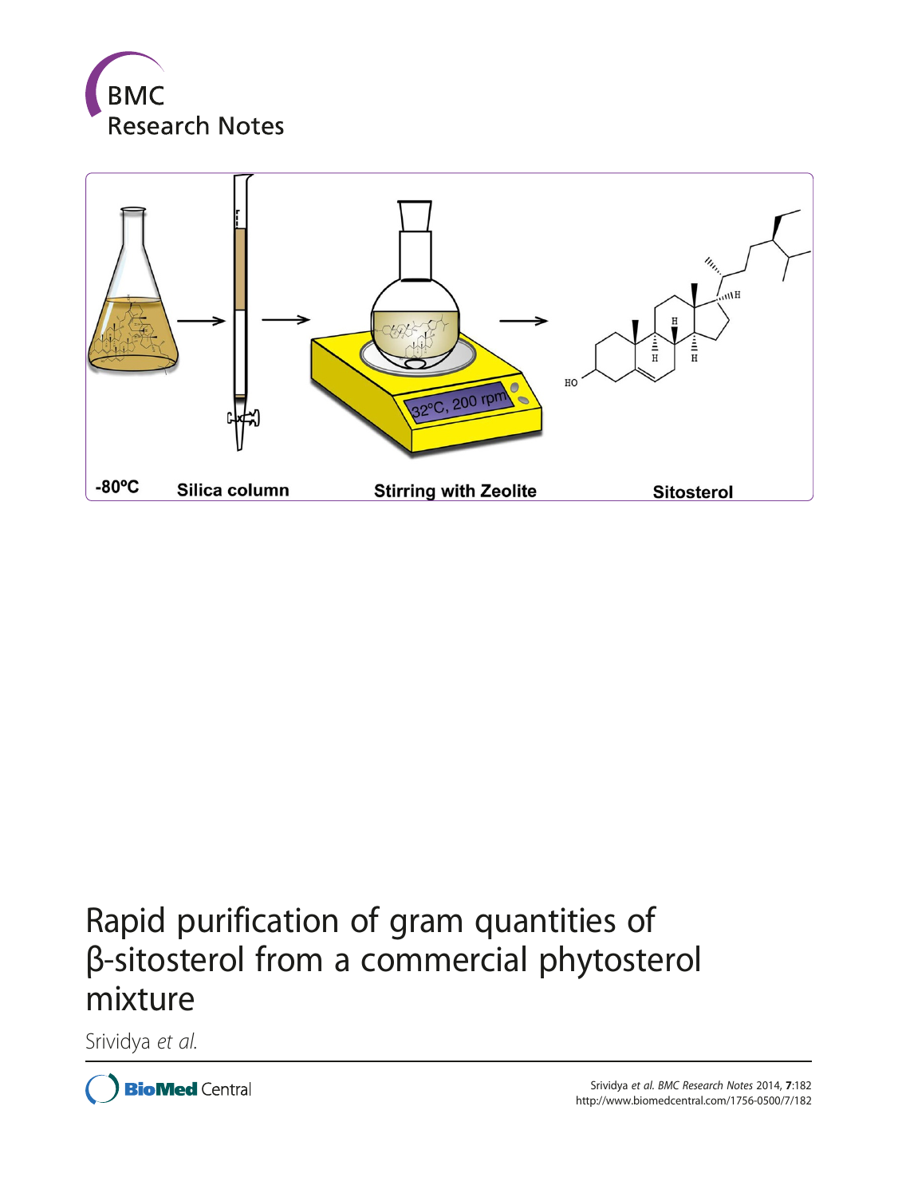# Rapid purification of gram quantities of β-sitosterol from a commercial phytosterol mixture

Srividya *et al.*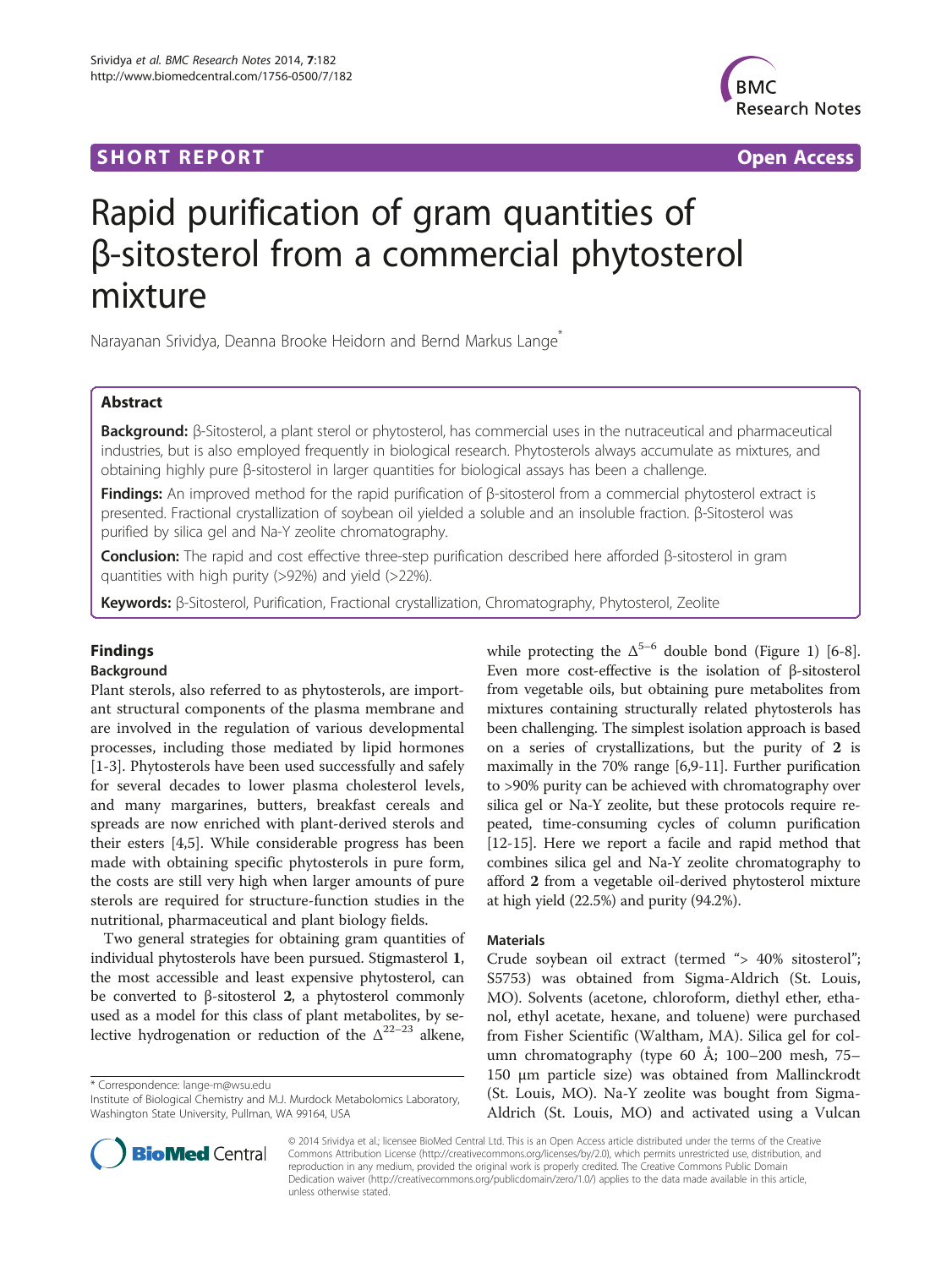# Rapid purification of gram quantities of β-sitosterol from a commercial phytosterol mixture

Narayanan Srividya, Deanna Brooke Heidorn and Bernd Markus Lange*

## Abstract

**Background:** β-Sitosterol, a plant sterol or phytosterol, has commercial uses in the nutraceutical and pharmaceutical industries, but is also employed frequently in biological research. Phytosterols always accumulate as mixtures, and obtaining highly pure β-sitosterol in larger quantities for biological assays has been a challenge.

**Findings:** An improved method for the rapid purification of β-sitosterol from a commercial phytosterol extract is presented. Fractional crystallization of soybean oil yielded a soluble and an insoluble fraction. β-Sitosterol was purified by silica gel and Na-Y zeolite chromatography.

**Conclusion:** The rapid and cost effective three-step purification described here afforded β-sitosterol in gram quantities with high purity (>92%) and yield (>22%).

**Keywords:** β-Sitosterol, Purification, Fractional crystallization, Chromatography, Phytosterol, Zeolite

## Findings

### Background

Plant sterols, also referred to as phytosterols, are important structural components of the plasma membrane and are involved in the regulation of various developmental processes, including those mediated by lipid hormones [1-3]. Phytosterols have been used successfully and safely for several decades to lower plasma cholesterol levels, and many margarines, butters, breakfast cereals and spreads are now enriched with plant-derived sterols and their esters [4,5]. While considerable progress has been made with obtaining specific phytosterols in pure form, the costs are still very high when larger amounts of pure sterols are required for structure-function studies in the nutritional, pharmaceutical and plant biology fields.

Two general strategies for obtaining gram quantities of individual phytosterols have been pursued. Stigmasterol **1**, the most accessible and least expensive phytosterol, can be converted to β-sitosterol **2**, a phytosterol commonly used as a model for this class of plant metabolites, by selective hydrogenation or reduction of the $\Delta^{22-23}$ alkene, while protecting the $\Delta^{5-6}$ double bond (Figure 1) [6-8]. Even more cost-effective is the isolation of β-sitosterol from vegetable oils, but obtaining pure metabolites from mixtures containing structurally related phytosterols has been challenging. The simplest isolation approach is based on a series of crystallizations, but the purity of **2** is maximally in the 70% range [6,9-11]. Further purification to >90% purity can be achieved with chromatography over silica gel or Na-Y zeolite, but these protocols require repeated, time-consuming cycles of column purification [12-15]. Here we report a facile and rapid method that combines silica gel and Na-Y zeolite chromatography to afford **2** from a vegetable oil-derived phytosterol mixture at high yield (22.5%) and purity (94.2%).

### Materials

Crude soybean oil extract (termed "> 40% sitosterol"; S5753) was obtained from Sigma-Aldrich (St. Louis, MO). Solvents (acetone, chloroform, diethyl ether, ethanol, ethyl acetate, hexane, and toluene) were purchased from Fisher Scientific (Waltham, MA). Silica gel for column chromatography (type 60 Å; 100–200 mesh, 75–150 μm particle size) was obtained from Mallinckrodt (St. Louis, MO). Na-Y zeolite was bought from Sigma-Aldrich (St. Louis, MO) and activated using a Vulcan

* Correspondence: lange-m@wsu.edu
Institute of Biological Chemistry and M.J. Murdock Metabolomics Laboratory, Washington State University, Pullman, WA 99164, USA

© 2014 Srividya et al.; licensee BioMed Central Ltd. This is an Open Access article distributed under the terms of the Creative Commons Attribution License (http://creativecommons.org/licenses/by/2.0), which permits unrestricted use, distribution, and reproduction in any medium, provided the original work is properly credited. The Creative Commons Public Domain Dedication waiver (http://creativecommons.org/publicdomain/zero/1.0/) applies to the data made available in this article, unless otherwise stated.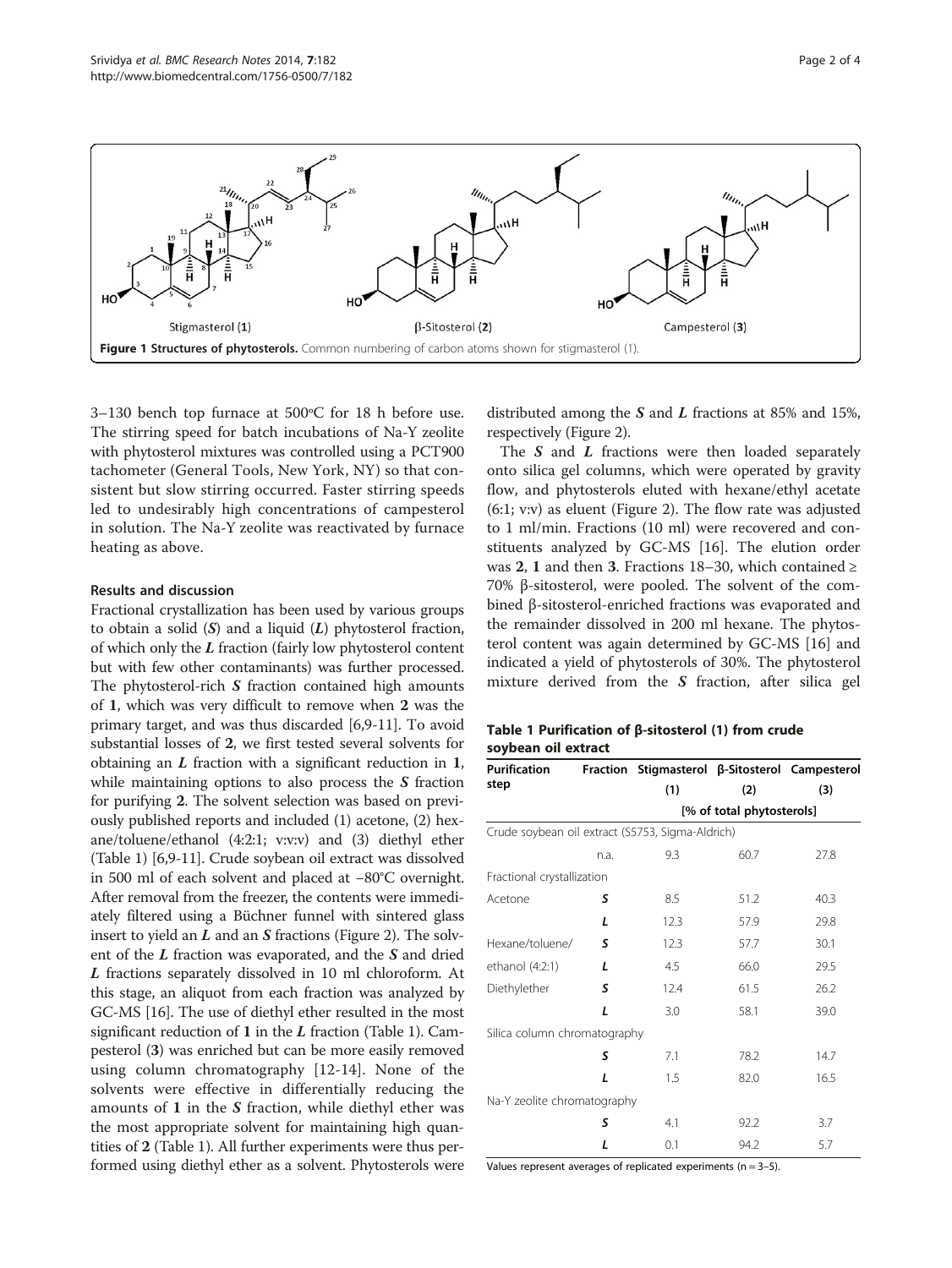Figure 1 Structures of phytosterols. Common numbering of carbon atoms shown for stigmasterol (1).

3–130 bench top furnace at 500°C for 18 h before use. The stirring speed for batch incubations of Na-Y zeolite with phytosterol mixtures was controlled using a PCT900 tachometer (General Tools, New York, NY) so that consistent but slow stirring occurred. Faster stirring speeds led to undesirably high concentrations of campesterol in solution. The Na-Y zeolite was reactivated by furnace heating as above.

## Results and discussion

Fractional crystallization has been used by various groups to obtain a solid (***S***) and a liquid (***L***) phytosterol fraction, of which only the ***L*** fraction (fairly low phytosterol content but with few other contaminants) was further processed. The phytosterol-rich ***S*** fraction contained high amounts of **1**, which was very difficult to remove when **2** was the primary target, and was thus discarded [6,9-11]. To avoid substantial losses of **2**, we first tested several solvents for obtaining an ***L*** fraction with a significant reduction in **1**, while maintaining options to also process the ***S*** fraction for purifying **2**. The solvent selection was based on previously published reports and included (1) acetone, (2) hexane/toluene/ethanol (4:2:1; v:v:v) and (3) diethyl ether (Table 1) [6,9-11]. Crude soybean oil extract was dissolved in 500 ml of each solvent and placed at −80°C overnight. After removal from the freezer, the contents were immediately filtered using a Büchner funnel with sintered glass insert to yield an ***L*** and an ***S*** fractions (Figure 2). The solvent of the ***L*** fraction was evaporated, and the ***S*** and dried ***L*** fractions separately dissolved in 10 ml chloroform. At this stage, an aliquot from each fraction was analyzed by GC-MS [16]. The use of diethyl ether resulted in the most significant reduction of **1** in the ***L*** fraction (Table 1). Campesterol (**3**) was enriched but can be more easily removed using column chromatography [12-14]. None of the solvents were effective in differentially reducing the amounts of **1** in the ***S*** fraction, while diethyl ether was the most appropriate solvent for maintaining high quantities of **2** (Table 1). All further experiments were thus performed using diethyl ether as a solvent. Phytosterols were distributed among the ***S*** and ***L*** fractions at 85% and 15%, respectively (Figure 2).

The ***S*** and ***L*** fractions were then loaded separately onto silica gel columns, which were operated by gravity flow, and phytosterols eluted with hexane/ethyl acetate (6:1; v:v) as eluent (Figure 2). The flow rate was adjusted to 1 ml/min. Fractions (10 ml) were recovered and constituents analyzed by GC-MS [16]. The elution order was **2**, **1** and then **3**. Fractions 18–30, which contained ≥ 70% β-sitosterol, were pooled. The solvent of the combined β-sitosterol-enriched fractions was evaporated and the remainder dissolved in 200 ml hexane. The phytosterol content was again determined by GC-MS [16] and indicated a yield of phytosterols of 30%. The phytosterol mixture derived from the ***S*** fraction, after silica gel

**Table 1 Purification of β-sitosterol (1) from crude soybean oil extract**

| Purification step | Fraction | Stigmasterol (1) | β-Sitosterol (2) | Campesterol (3) |
|---|---|---|---|---|
| | | [% of total phytosterols] | | |
| Crude soybean oil extract (S5753, Sigma-Aldrich) | | | | |
| | n.a. | 9.3 | 60.7 | 27.8 |
| Fractional crystallization | | | | |
| Acetone | ***S*** | 8.5 | 51.2 | 40.3 |
| | ***L*** | 12.3 | 57.9 | 29.8 |
| Hexane/toluene/ethanol (4:2:1) | ***S*** | 12.3 | 57.7 | 30.1 |
| | ***L*** | 4.5 | 66.0 | 29.5 |
| Diethylether | ***S*** | 12.4 | 61.5 | 26.2 |
| | ***L*** | 3.0 | 58.1 | 39.0 |
| Silica column chromatography | | | | |
| | ***S*** | 7.1 | 78.2 | 14.7 |
| | ***L*** | 1.5 | 82.0 | 16.5 |
| Na-Y zeolite chromatography | | | | |
| | ***S*** | 4.1 | 92.2 | 3.7 |
| | ***L*** | 0.1 | 94.2 | 5.7 |

Values represent averages of replicated experiments (n = 3–5).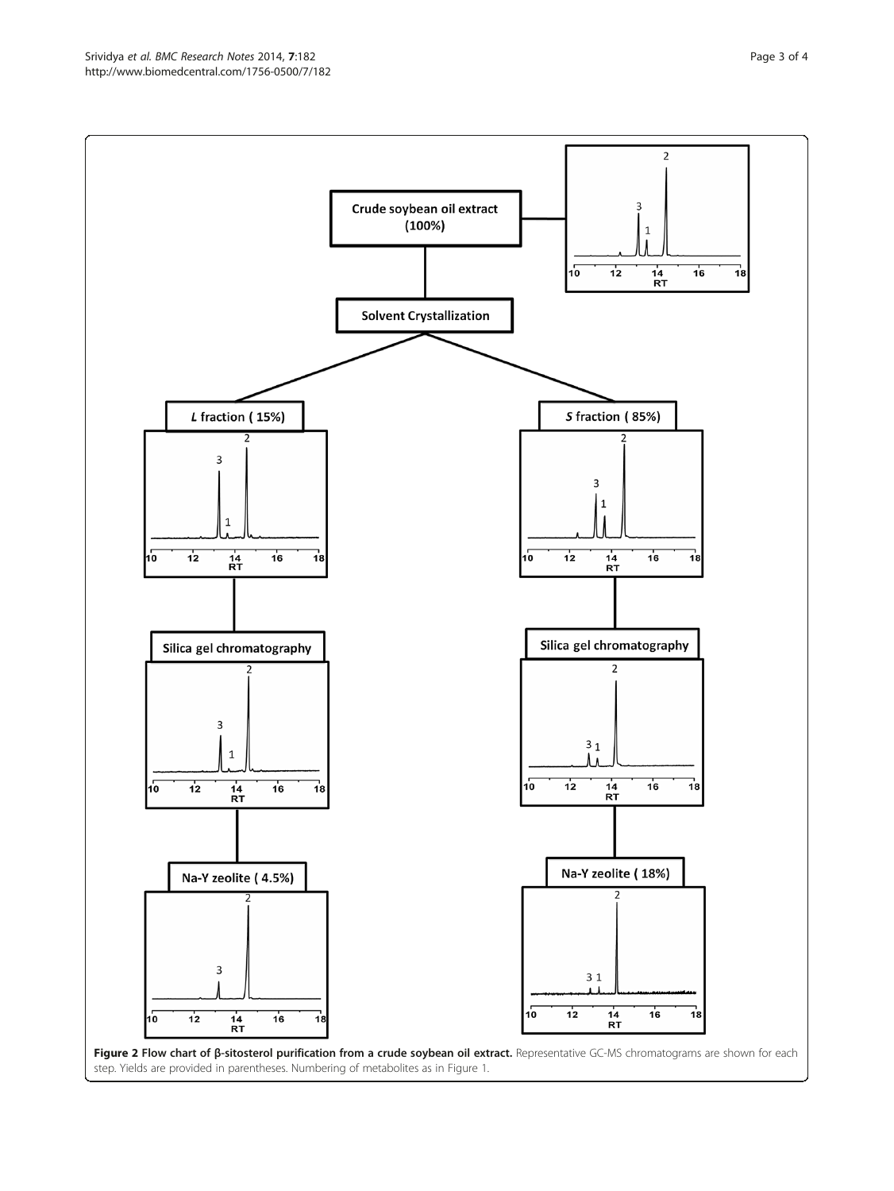Figure 2 Flow chart of β-sitosterol purification from a crude soybean oil extract. Representative GC-MS chromatograms are shown for each step. Yields are provided in parentheses. Numbering of metabolites as in Figure 1.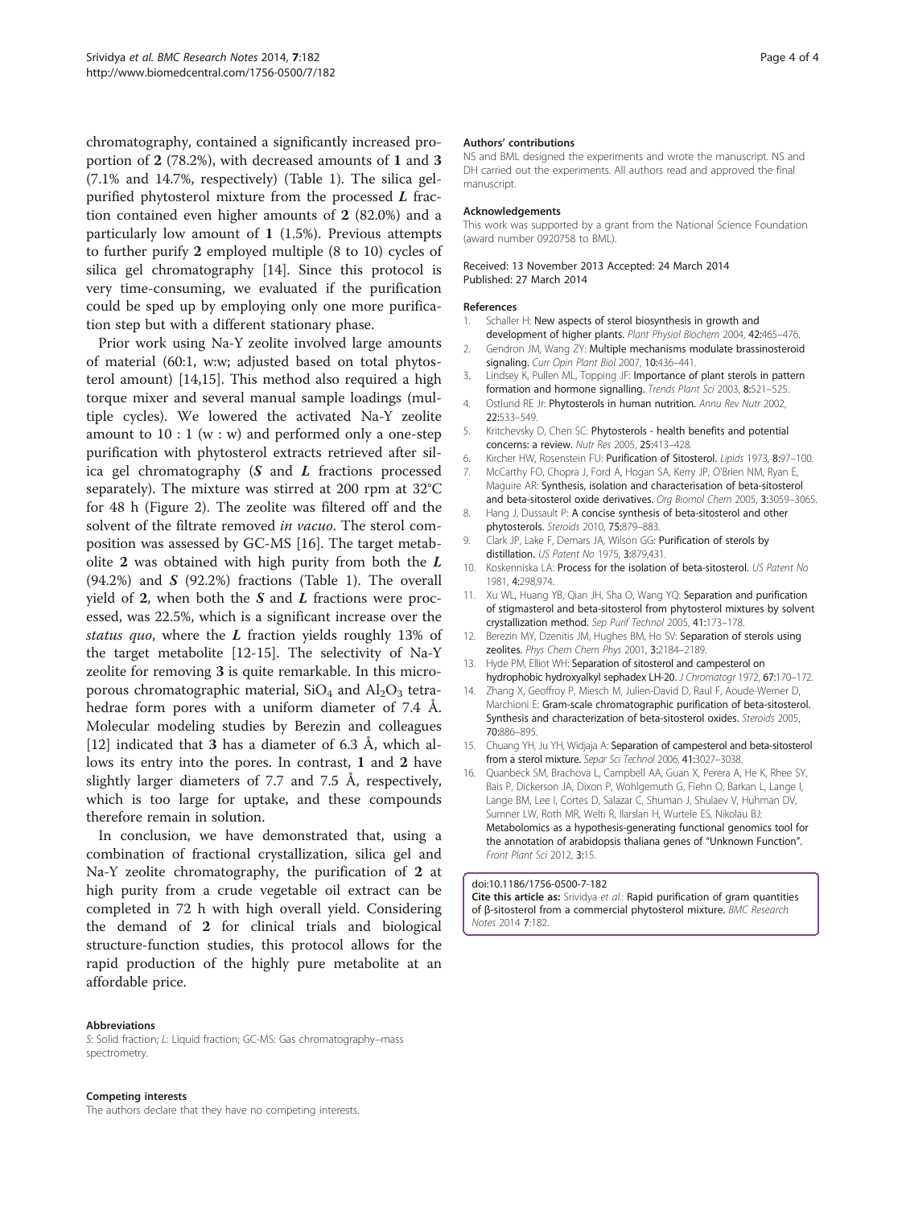chromatography, contained a significantly increased proportion of **2** (78.2%), with decreased amounts of **1** and **3** (7.1% and 14.7%, respectively) (Table 1). The silica gel-purified phytosterol mixture from the processed ***L*** fraction contained even higher amounts of **2** (82.0%) and a particularly low amount of **1** (1.5%). Previous attempts to further purify **2** employed multiple (8 to 10) cycles of silica gel chromatography [14]. Since this protocol is very time-consuming, we evaluated if the purification could be sped up by employing only one more purification step but with a different stationary phase.

Prior work using Na-Y zeolite involved large amounts of material (60:1, w:w; adjusted based on total phytosterol amount) [14,15]. This method also required a high torque mixer and several manual sample loadings (multiple cycles). We lowered the activated Na-Y zeolite amount to 10 : 1 (w : w) and performed only a one-step purification with phytosterol extracts retrieved after silica gel chromatography (***S*** and ***L*** fractions processed separately). The mixture was stirred at 200 rpm at 32°C for 48 h (Figure 2). The zeolite was filtered off and the solvent of the filtrate removed *in vacuo*. The sterol composition was assessed by GC-MS [16]. The target metabolite **2** was obtained with high purity from both the ***L*** (94.2%) and ***S*** (92.2%) fractions (Table 1). The overall yield of **2**, when both the ***S*** and ***L*** fractions were processed, was 22.5%, which is a significant increase over the *status quo*, where the ***L*** fraction yields roughly 13% of the target metabolite [12-15]. The selectivity of Na-Y zeolite for removing **3** is quite remarkable. In this microporous chromatographic material, $SiO_4$ and $Al_2O_3$ tetrahedrae form pores with a uniform diameter of 7.4 Å. Molecular modeling studies by Berezin and colleagues [12] indicated that **3** has a diameter of 6.3 Å, which allows its entry into the pores. In contrast, **1** and **2** have slightly larger diameters of 7.7 and 7.5 Å, respectively, which is too large for uptake, and these compounds therefore remain in solution.

In conclusion, we have demonstrated that, using a combination of fractional crystallization, silica gel and Na-Y zeolite chromatography, the purification of **2** at high purity from a crude vegetable oil extract can be completed in 72 h with high overall yield. Considering the demand of **2** for clinical trials and biological structure-function studies, this protocol allows for the rapid production of the highly pure metabolite at an affordable price.

#### Abbreviations
*S*: Solid fraction; *L*: Liquid fraction; GC-MS: Gas chromatography–mass spectrometry.

#### Competing interests
The authors declare that they have no competing interests.

#### Authors' contributions
NS and BML designed the experiments and wrote the manuscript. NS and DH carried out the experiments. All authors read and approved the final manuscript.

#### Acknowledgements
This work was supported by a grant from the National Science Foundation (award number 0920758 to BML).

Received: 13 November 2013 Accepted: 24 March 2014
Published: 27 March 2014

#### References
1. Schaller H: **New aspects of sterol biosynthesis in growth and development of higher plants.** *Plant Physiol Biochem* 2004, **42:**465–476.
2. Gendron JM, Wang ZY: **Multiple mechanisms modulate brassinosteroid signaling.** *Curr Opin Plant Biol* 2007, **10:**436–441.
3. Lindsey K, Pullen ML, Topping JF: **Importance of plant sterols in pattern formation and hormone signalling.** *Trends Plant Sci* 2003, **8:**521–525.
4. Ostlund RE Jr: **Phytosterols in human nutrition.** *Annu Rev Nutr* 2002, **22:**533–549.
5. Kritchevsky D, Chen SC: **Phytosterols - health benefits and potential concerns: a review.** *Nutr Res* 2005, **25:**413–428.
6. Kircher HW, Rosenstein FU: **Purification of Sitosterol.** *Lipids* 1973, **8:**97–100.
7. McCarthy FO, Chopra J, Ford A, Hogan SA, Kerry JP, O'Brien NM, Ryan E, Maguire AR: **Synthesis, isolation and characterisation of beta-sitosterol and beta-sitosterol oxide derivatives.** *Org Biomol Chem* 2005, **3:**3059–3065.
8. Hang J, Dussault P: **A concise synthesis of beta-sitosterol and other phytosterols.** *Steroids* 2010, **75:**879–883.
9. Clark JP, Lake F, Demars JA, Wilson GG: **Purification of sterols by distillation.** *US Patent No* 1975, **3:**879,431.
10. Koskenniska LA: **Process for the isolation of beta-sitosterol.** *US Patent No* 1981, **4:**298,974.
11. Xu WL, Huang YB, Qian JH, Sha O, Wang YQ: **Separation and purification of stigmasterol and beta-sitosterol from phytosterol mixtures by solvent crystallization method.** *Sep Purif Technol* 2005, **41:**173–178.
12. Berezin MY, Dzenitis JM, Hughes BM, Ho SV: **Separation of sterols using zeolites.** *Phys Chem Chem Phys* 2001, **3:**2184–2189.
13. Hyde PM, Elliot WH: **Separation of sitosterol and campesterol on hydrophobic hydroxyalkyl sephadex LH-20.** *J Chromatogr* 1972, **67:**170–172.
14. Zhang X, Geoffroy P, Miesch M, Julien-David D, Raul F, Aoude-Werner D, Marchioni E: **Gram-scale chromatographic purification of beta-sitosterol. Synthesis and characterization of beta-sitosterol oxides.** *Steroids* 2005, **70:**886–895.
15. Chuang YH, Ju YH, Widjaja A: **Separation of campesterol and beta-sitosterol from a sterol mixture.** *Separ Sci Technol* 2006, **41:**3027–3038.
16. Quanbeck SM, Brachova L, Campbell AA, Guan X, Perera A, He K, Rhee SY, Bais P, Dickerson JA, Dixon P, Wohlgemuth G, Fiehn O, Barkan L, Lange I, Lange BM, Lee I, Cortes D, Salazar C, Shuman J, Shulaev V, Huhman DV, Sumner LW, Roth MR, Welti R, Ilarslan H, Wurtele ES, Nikolau BJ: **Metabolomics as a hypothesis-generating functional genomics tool for the annotation of arabidopsis thaliana genes of "Unknown Function".** *Front Plant Sci* 2012, **3:**15.

doi:10.1186/1756-0500-7-182
**Cite this article as:** Srividya *et al.*: Rapid purification of gram quantities of β-sitosterol from a commercial phytosterol mixture. *BMC Research Notes* 2014 **7**:182.